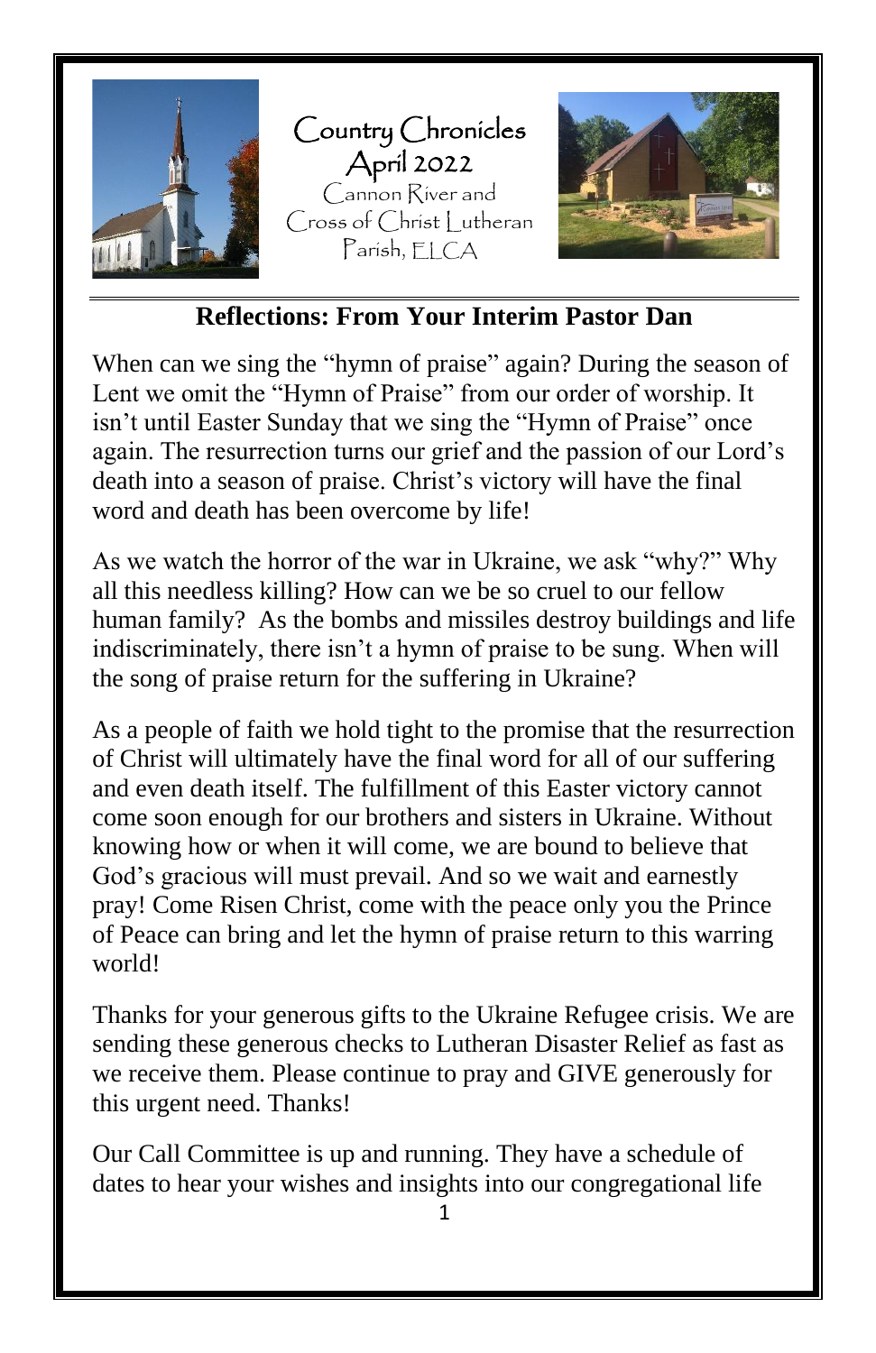# Country Chronicles

## April 2022

Cannon River and Cross of Christ Lutheran Parish, ELCA

## Reflections: From Your Interim Pastor Dan

When can we sing the "hymn of praise" again? During the season of Lent we omit the "Hymn of Praise" from our order of worship. It isn't until Easter Sunday that we sing the "Hymn of Praise" once again. The resurrection turns our grief and the passion of our Lord's death into a season of praise. Christ's victory will have the final word and death has been overcome by life!

As we watch the horror of the war in Ukraine, we ask "why?" Why all this needless killing? How can we be so cruel to our fellow human family? As the bombs and missiles destroy buildings and life indiscriminately, there isn't a hymn of praise to be sung. When will the song of praise return for the suffering in Ukraine?

As a people of faith we hold tight to the promise that the resurrection of Christ will ultimately have the final word for all of our suffering and even death itself. The fulfillment of this Easter victory cannot come soon enough for our brothers and sisters in Ukraine. Without knowing how or when it will come, we are bound to believe that God's gracious will must prevail. And so we wait and earnestly pray! Come Risen Christ, come with the peace only you the Prince of Peace can bring and let the hymn of praise return to this warring world!

Thanks for your generous gifts to the Ukraine Refugee crisis. We are sending these generous checks to Lutheran Disaster Relief as fast as we receive them. Please continue to pray and GIVE generously for this urgent need. Thanks!

Our Call Committee is up and running. They have a schedule of dates to hear your wishes and insights into our congregational life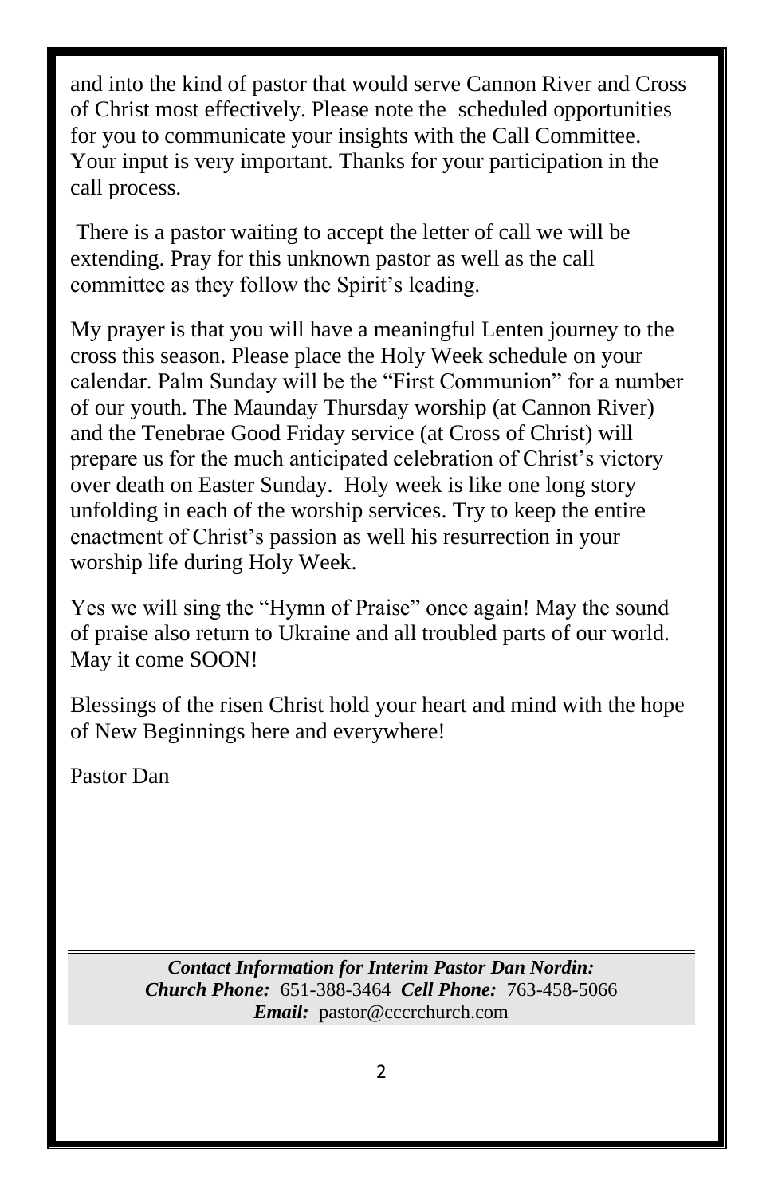and into the kind of pastor that would serve Cannon River and Cross of Christ most effectively. Please note the scheduled opportunities for you to communicate your insights with the Call Committee. Your input is very important. Thanks for your participation in the call process.

There is a pastor waiting to accept the letter of call we will be extending. Pray for this unknown pastor as well as the call committee as they follow the Spirit's leading.

My prayer is that you will have a meaningful Lenten journey to the cross this season. Please place the Holy Week schedule on your calendar. Palm Sunday will be the "First Communion" for a number of our youth. The Maunday Thursday worship (at Cannon River) and the Tenebrae Good Friday service (at Cross of Christ) will prepare us for the much anticipated celebration of Christ's victory over death on Easter Sunday. Holy week is like one long story unfolding in each of the worship services. Try to keep the entire enactment of Christ's passion as well his resurrection in your worship life during Holy Week.

Yes we will sing the "Hymn of Praise" once again! May the sound of praise also return to Ukraine and all troubled parts of our world. May it come SOON!

Blessings of the risen Christ hold your heart and mind with the hope of New Beginnings here and everywhere!

Pastor Dan

***Contact Information for Interim Pastor Dan Nordin:***
***Church Phone:*** 651-388-3464 ***Cell Phone:*** 763-458-5066
***Email:*** pastor@cccrchurch.com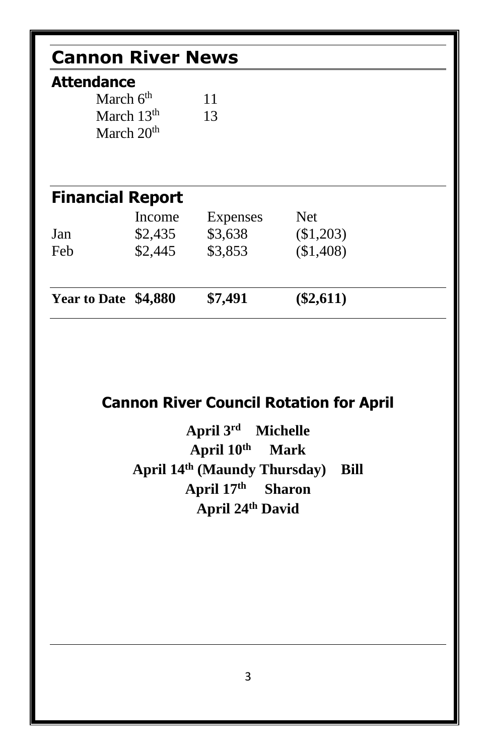# Cannon River News

## Attendance

| | |
|---|---|
| March 6th | 11 |
| March 13th | 13 |
| March 20th | |

## Financial Report

| | Income | Expenses | Net |
|---|---|---|---|
| Jan | $2,435 | $3,638 | ($1,203) |
| Feb | $2,445 | $3,853 | ($1,408) |
| **Year to Date** | **$4,880** | **$7,491** | **($2,611)** |

## Cannon River Council Rotation for April

**April 3rd Michelle**

**April 10th Mark**

**April 14th (Maundy Thursday) Bill**

**April 17th Sharon**

**April 24th David**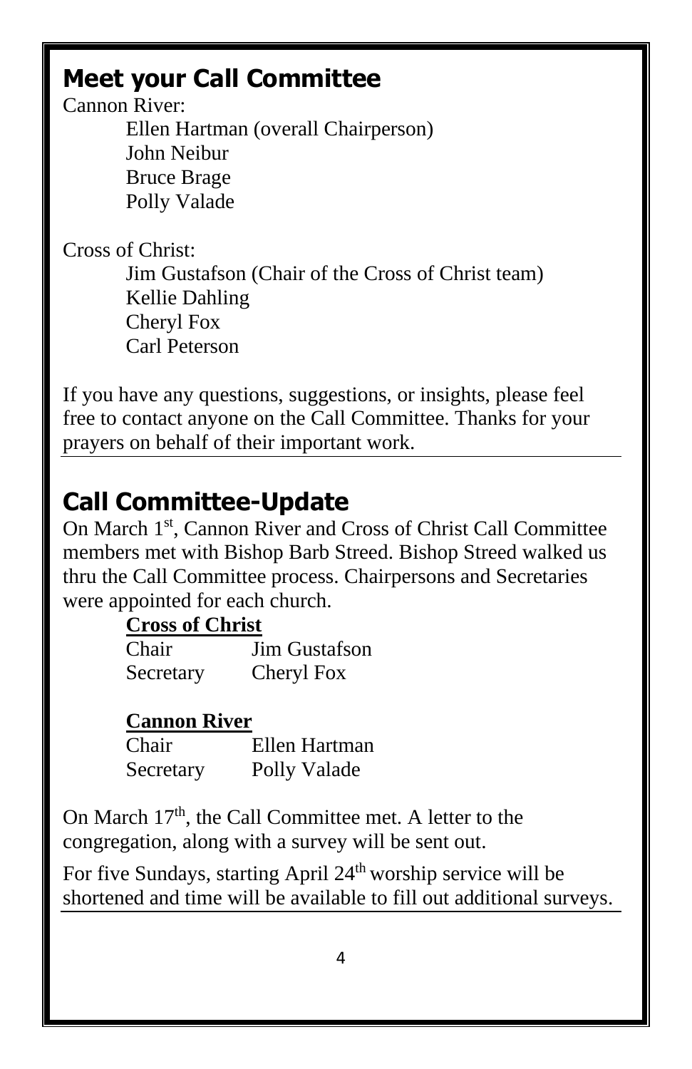## Meet your Call Committee

Cannon River:

- Ellen Hartman (overall Chairperson)
- John Neibur
- Bruce Brage
- Polly Valade

Cross of Christ:

- Jim Gustafson (Chair of the Cross of Christ team)
- Kellie Dahling
- Cheryl Fox
- Carl Peterson

If you have any questions, suggestions, or insights, please feel free to contact anyone on the Call Committee. Thanks for your prayers on behalf of their important work.

## Call Committee-Update

On March 1st, Cannon River and Cross of Christ Call Committee members met with Bishop Barb Streed. Bishop Streed walked us thru the Call Committee process. Chairpersons and Secretaries were appointed for each church.

**Cross of Christ**

| | |
|---|---|
| Chair | Jim Gustafson |
| Secretary | Cheryl Fox |

**Cannon River**

| | |
|---|---|
| Chair | Ellen Hartman |
| Secretary | Polly Valade |

On March 17th, the Call Committee met. A letter to the congregation, along with a survey will be sent out.

For five Sundays, starting April 24th worship service will be shortened and time will be available to fill out additional surveys.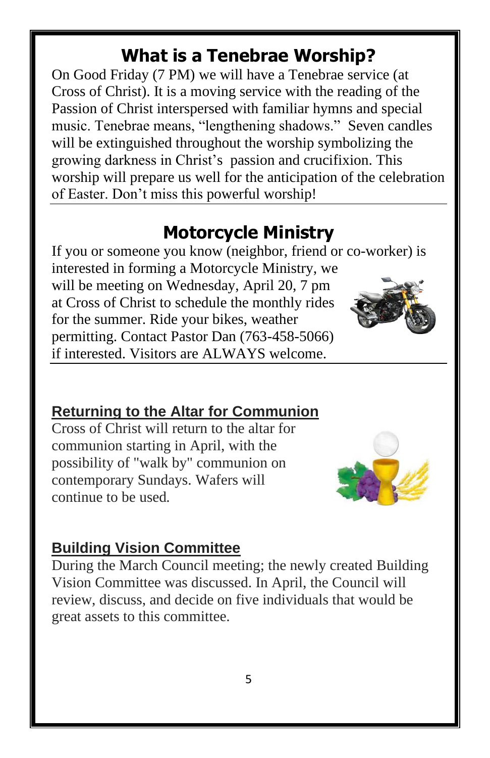## What is a Tenebrae Worship?

On Good Friday (7 PM) we will have a Tenebrae service (at Cross of Christ). It is a moving service with the reading of the Passion of Christ interspersed with familiar hymns and special music. Tenebrae means, "lengthening shadows." Seven candles will be extinguished throughout the worship symbolizing the growing darkness in Christ's passion and crucifixion. This worship will prepare us well for the anticipation of the celebration of Easter. Don't miss this powerful worship!

## Motorcycle Ministry

If you or someone you know (neighbor, friend or co-worker) is interested in forming a Motorcycle Ministry, we will be meeting on Wednesday, April 20, 7 pm at Cross of Christ to schedule the monthly rides for the summer. Ride your bikes, weather permitting. Contact Pastor Dan (763-458-5066) if interested. Visitors are ALWAYS welcome.

### Returning to the Altar for Communion

Cross of Christ will return to the altar for communion starting in April, with the possibility of "walk by" communion on contemporary Sundays. Wafers will continue to be used.

### Building Vision Committee

During the March Council meeting; the newly created Building Vision Committee was discussed. In April, the Council will review, discuss, and decide on five individuals that would be great assets to this committee.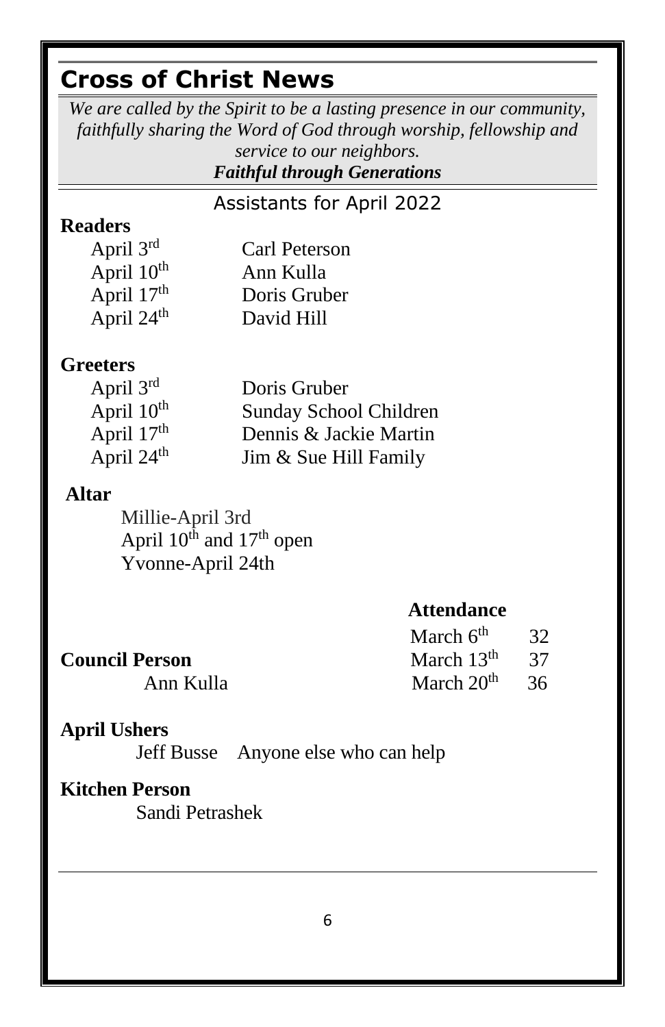# Cross of Christ News

*We are called by the Spirit to be a lasting presence in our community, faithfully sharing the Word of God through worship, fellowship and service to our neighbors.*
***Faithful through Generations***

## Assistants for April 2022

**Readers**

| | |
|---|---|
| April 3rd | Carl Peterson |
| April 10th | Ann Kulla |
| April 17th | Doris Gruber |
| April 24th | David Hill |

**Greeters**

| | |
|---|---|
| April 3rd | Doris Gruber |
| April 10th | Sunday School Children |
| April 17th | Dennis & Jackie Martin |
| April 24th | Jim & Sue Hill Family |

**Altar**

Millie-April 3rd
April 10th and 17th open
Yvonne-April 24th

**Attendance**

| | |
|---|---|
| March 6th | 32 |
| March 13th | 37 |
| March 20th | 36 |

**Council Person**

Ann Kulla

**April Ushers**

Jeff Busse Anyone else who can help

**Kitchen Person**

Sandi Petrashek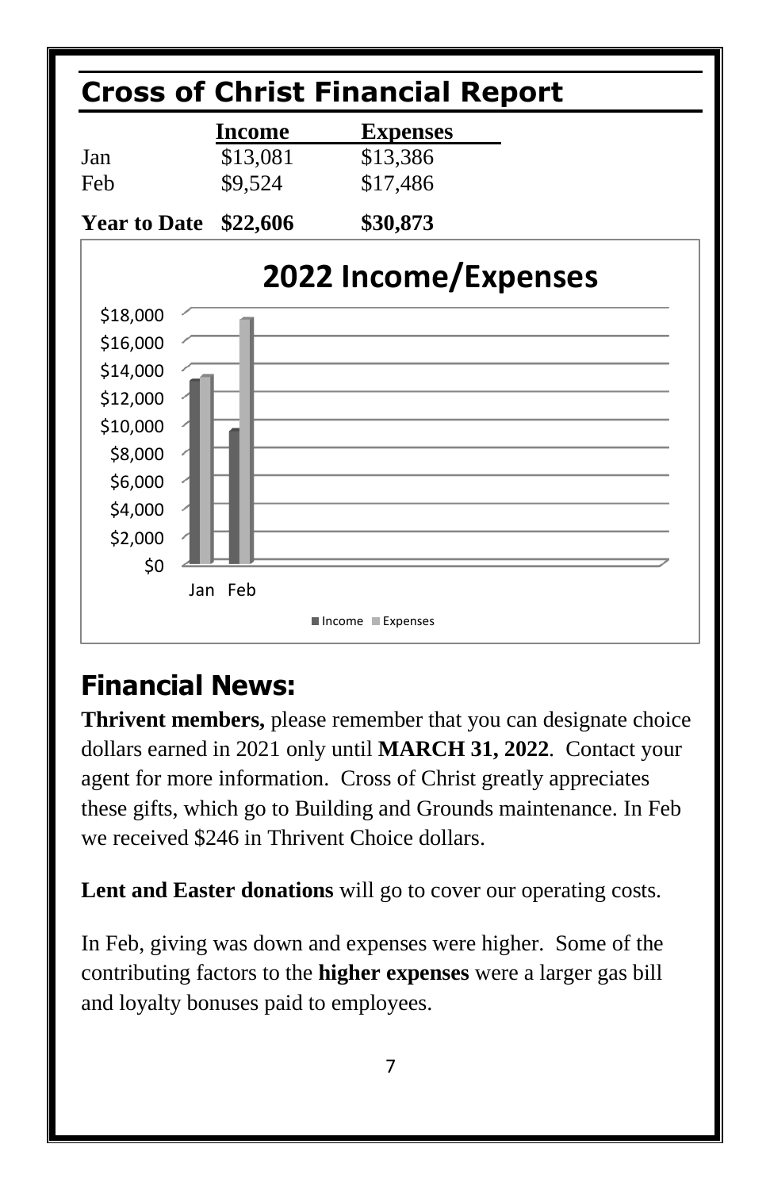## Cross of Christ Financial Report

| | Income | Expenses |
|---|---|---|
| Jan | $13,081 | $13,386 |
| Feb | $9,524 | $17,486 |
| **Year to Date** | **$22,606** | **$30,873** |

## Financial News:

**Thrivent members,** please remember that you can designate choice dollars earned in 2021 only until **MARCH 31, 2022**. Contact your agent for more information. Cross of Christ greatly appreciates these gifts, which go to Building and Grounds maintenance. In Feb we received $246 in Thrivent Choice dollars.

**Lent and Easter donations** will go to cover our operating costs.

In Feb, giving was down and expenses were higher. Some of the contributing factors to the **higher expenses** were a larger gas bill and loyalty bonuses paid to employees.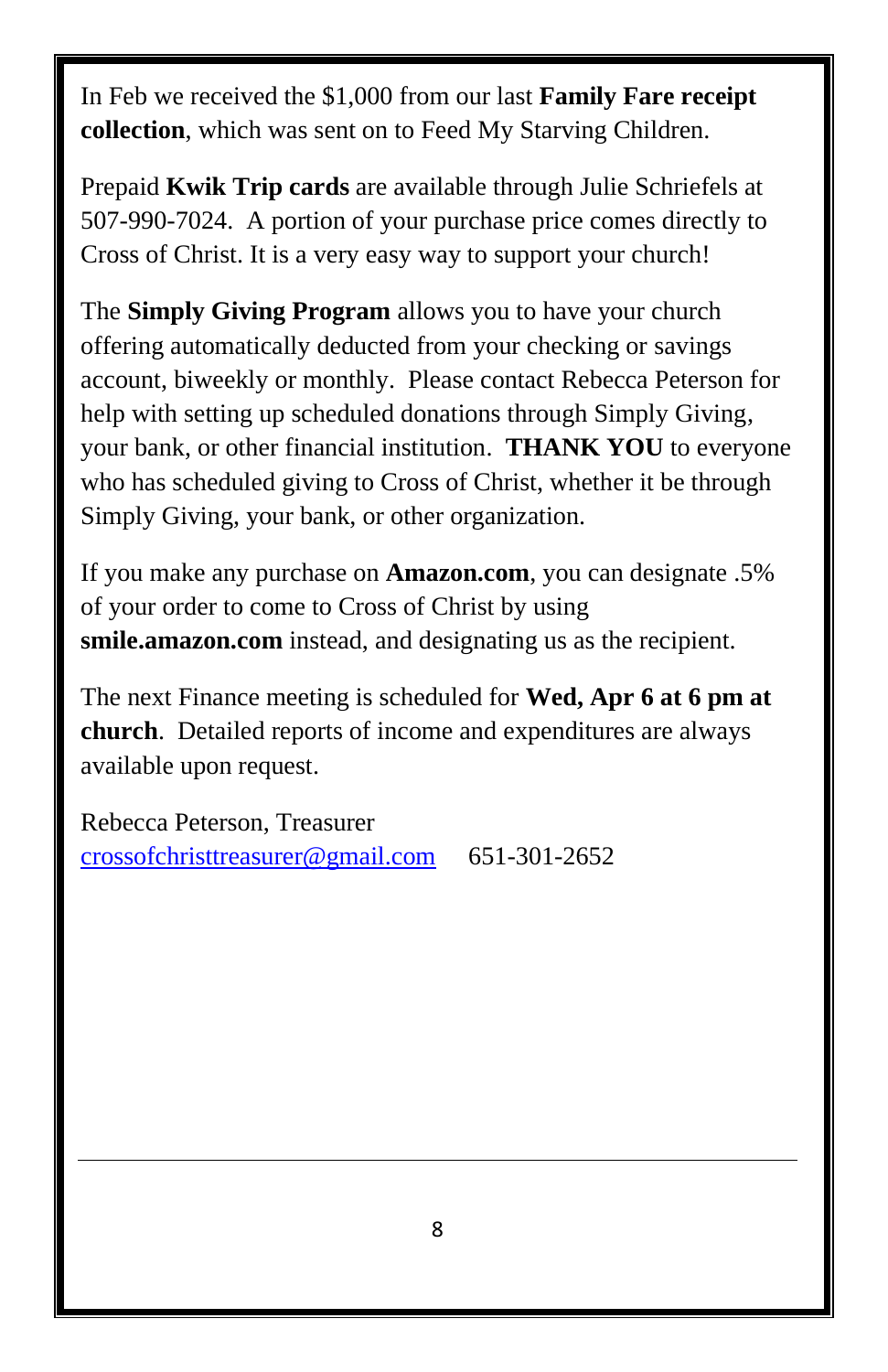In Feb we received the $1,000 from our last **Family Fare receipt collection**, which was sent on to Feed My Starving Children.

Prepaid **Kwik Trip cards** are available through Julie Schriefels at 507-990-7024. A portion of your purchase price comes directly to Cross of Christ. It is a very easy way to support your church!

The **Simply Giving Program** allows you to have your church offering automatically deducted from your checking or savings account, biweekly or monthly. Please contact Rebecca Peterson for help with setting up scheduled donations through Simply Giving, your bank, or other financial institution. **THANK YOU** to everyone who has scheduled giving to Cross of Christ, whether it be through Simply Giving, your bank, or other organization.

If you make any purchase on **Amazon.com**, you can designate .5% of your order to come to Cross of Christ by using **smile.amazon.com** instead, and designating us as the recipient.

The next Finance meeting is scheduled for **Wed, Apr 6 at 6 pm at church**. Detailed reports of income and expenditures are always available upon request.

Rebecca Peterson, Treasurer
crossofchristtreasurer@gmail.com 651-301-2652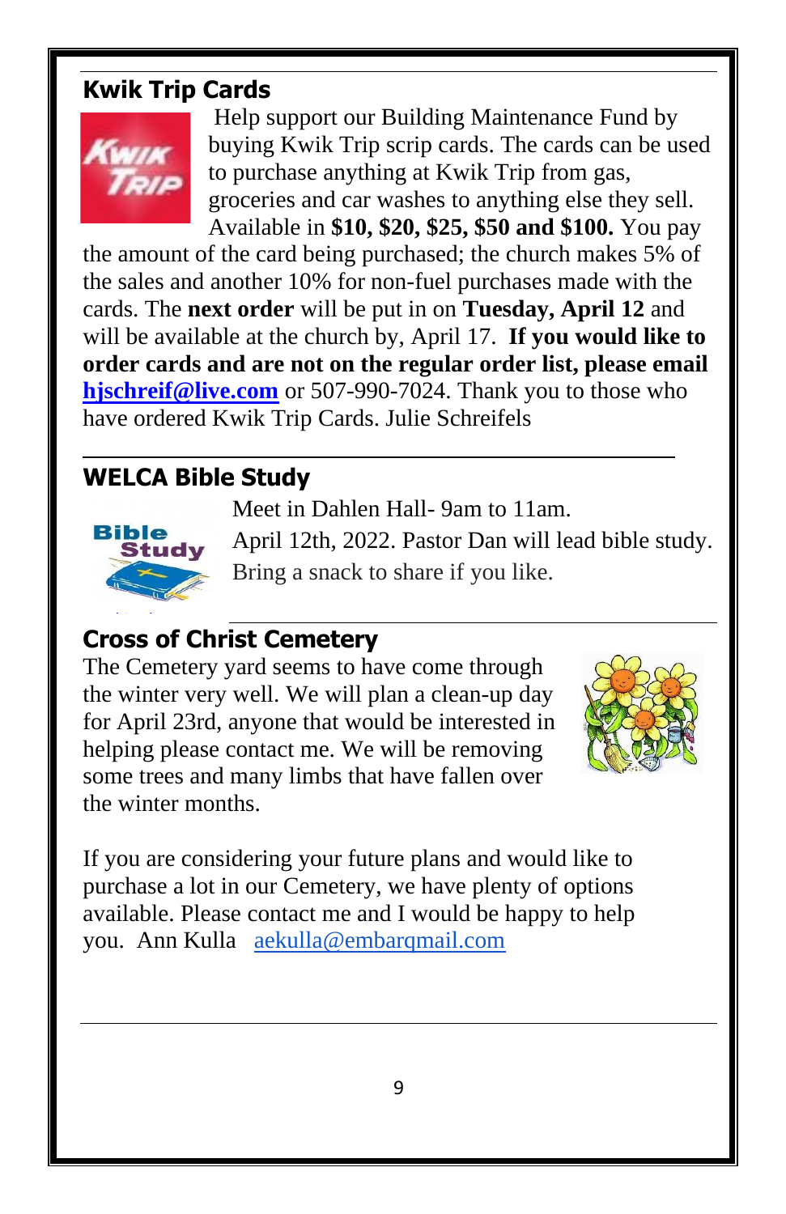## Kwik Trip Cards

Help support our Building Maintenance Fund by buying Kwik Trip scrip cards. The cards can be used to purchase anything at Kwik Trip from gas, groceries and car washes to anything else they sell. Available in **$10, $20, $25, $50 and $100.** You pay the amount of the card being purchased; the church makes 5% of the sales and another 10% for non-fuel purchases made with the cards. The **next order** will be put in on **Tuesday, April 12** and will be available at the church by, April 17. **If you would like to order cards and are not on the regular order list, please email [hjschreif@live.com](mailto:hjschreif@live.com)** or 507-990-7024. Thank you to those who have ordered Kwik Trip Cards. Julie Schreifels

## WELCA Bible Study

Meet in Dahlen Hall- 9am to 11am.

April 12th, 2022. Pastor Dan will lead bible study.

Bring a snack to share if you like.

## Cross of Christ Cemetery

The Cemetery yard seems to have come through the winter very well. We will plan a clean-up day for April 23rd, anyone that would be interested in helping please contact me. We will be removing some trees and many limbs that have fallen over the winter months.

If you are considering your future plans and would like to purchase a lot in our Cemetery, we have plenty of options available. Please contact me and I would be happy to help you. Ann Kulla [aekulla@embarqmail.com](mailto:aekulla@embarqmail.com)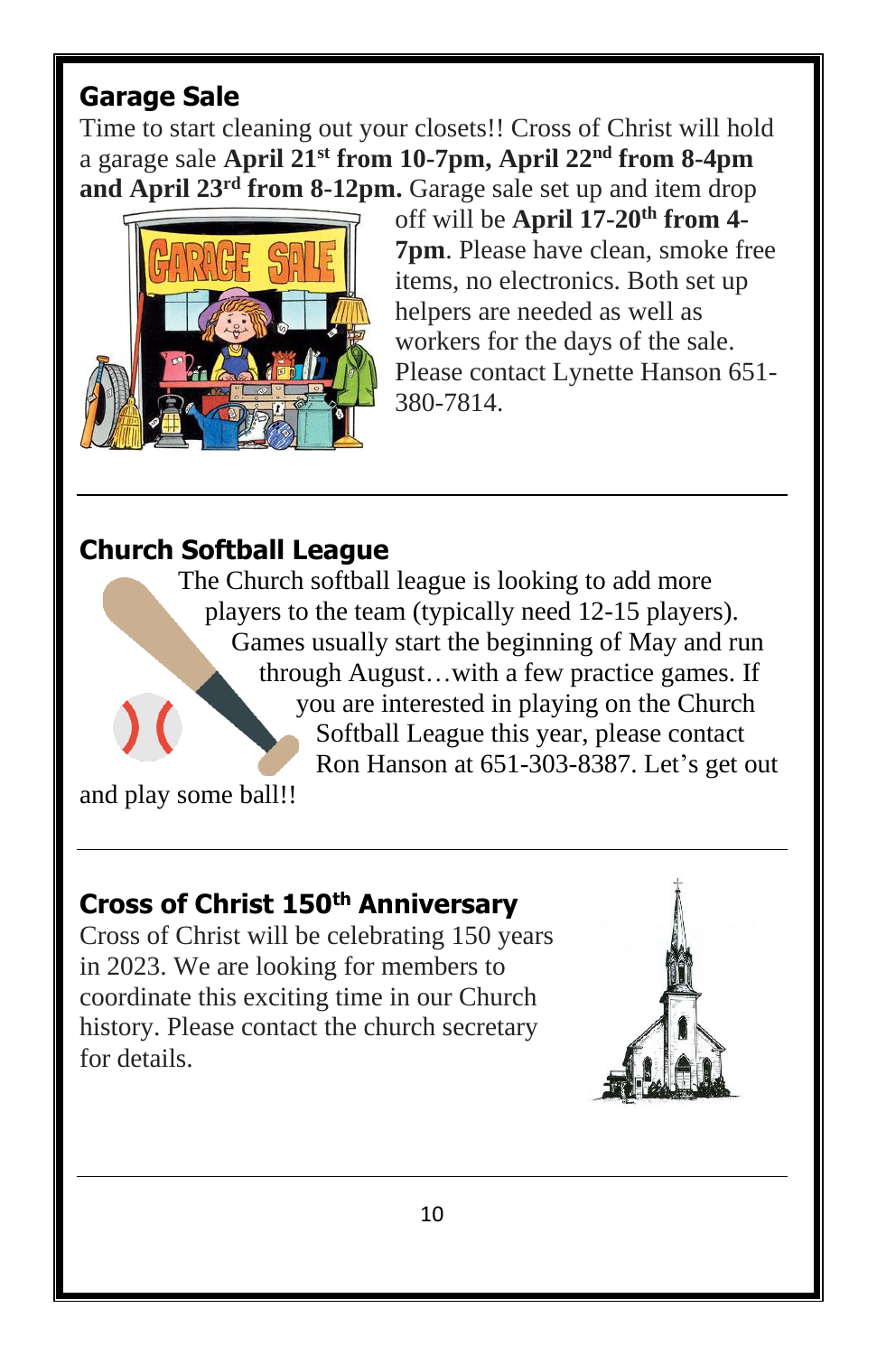## Garage Sale

Time to start cleaning out your closets!! Cross of Christ will hold a garage sale **April 21st from 10-7pm, April 22nd from 8-4pm and April 23rd from 8-12pm.** Garage sale set up and item drop off will be **April 17-20th from 4-7pm**. Please have clean, smoke free items, no electronics. Both set up helpers are needed as well as workers for the days of the sale. Please contact Lynette Hanson 651-380-7814.

---

## Church Softball League

The Church softball league is looking to add more players to the team (typically need 12-15 players). Games usually start the beginning of May and run through August…with a few practice games. If you are interested in playing on the Church Softball League this year, please contact Ron Hanson at 651-303-8387. Let's get out and play some ball!!

---

## Cross of Christ 150th Anniversary

Cross of Christ will be celebrating 150 years in 2023. We are looking for members to coordinate this exciting time in our Church history. Please contact the church secretary for details.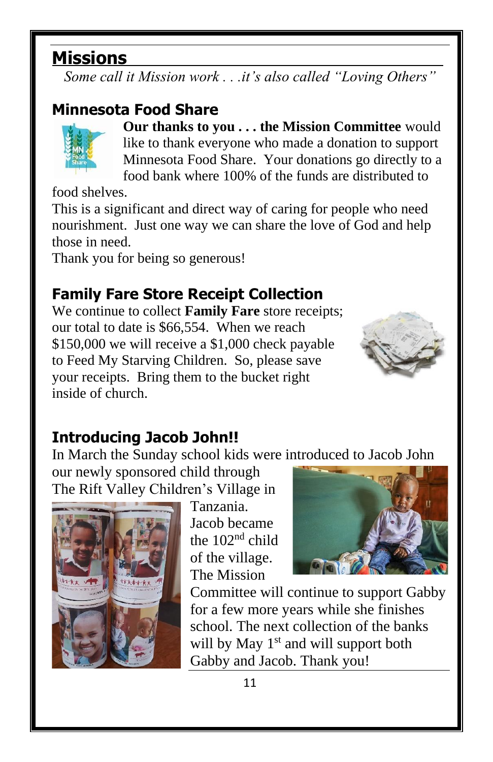## Missions

*Some call it Mission work . . .it's also called "Loving Others"*

### Minnesota Food Share

**Our thanks to you . . . the Mission Committee** would like to thank everyone who made a donation to support Minnesota Food Share. Your donations go directly to a food bank where 100% of the funds are distributed to food shelves.

This is a significant and direct way of caring for people who need nourishment. Just one way we can share the love of God and help those in need.

Thank you for being so generous!

### Family Fare Store Receipt Collection

We continue to collect **Family Fare** store receipts; our total to date is $66,554. When we reach $150,000 we will receive a $1,000 check payable to Feed My Starving Children. So, please save your receipts. Bring them to the bucket right inside of church.

### Introducing Jacob John!!

In March the Sunday school kids were introduced to Jacob John our newly sponsored child through The Rift Valley Children's Village in Tanzania. Jacob became the 102nd child of the village. The Mission Committee will continue to support Gabby for a few more years while she finishes school. The next collection of the banks will by May 1st and will support both Gabby and Jacob. Thank you!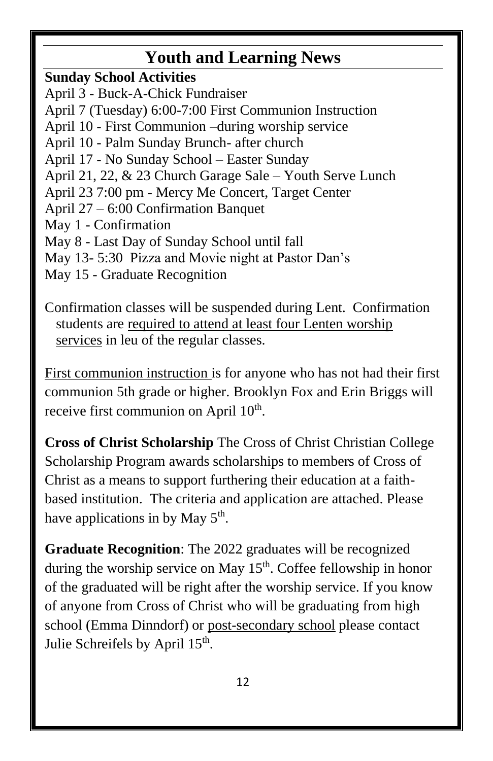# Youth and Learning News

**Sunday School Activities**

April 3 - Buck-A-Chick Fundraiser
April 7 (Tuesday) 6:00-7:00 First Communion Instruction
April 10 - First Communion –during worship service
April 10 - Palm Sunday Brunch- after church
April 17 - No Sunday School – Easter Sunday
April 21, 22, & 23 Church Garage Sale – Youth Serve Lunch
April 23 7:00 pm - Mercy Me Concert, Target Center
April 27 – 6:00 Confirmation Banquet
May 1 - Confirmation
May 8 - Last Day of Sunday School until fall
May 13- 5:30 Pizza and Movie night at Pastor Dan's
May 15 - Graduate Recognition

Confirmation classes will be suspended during Lent. Confirmation students are required to attend at least four Lenten worship services in leu of the regular classes.

First communion instruction is for anyone who has not had their first communion 5th grade or higher. Brooklyn Fox and Erin Briggs will receive first communion on April 10th.

**Cross of Christ Scholarship** The Cross of Christ Christian College Scholarship Program awards scholarships to members of Cross of Christ as a means to support furthering their education at a faith-based institution. The criteria and application are attached. Please have applications in by May 5th.

**Graduate Recognition**: The 2022 graduates will be recognized during the worship service on May 15th. Coffee fellowship in honor of the graduated will be right after the worship service. If you know of anyone from Cross of Christ who will be graduating from high school (Emma Dinndorf) or post-secondary school please contact Julie Schreifels by April 15th.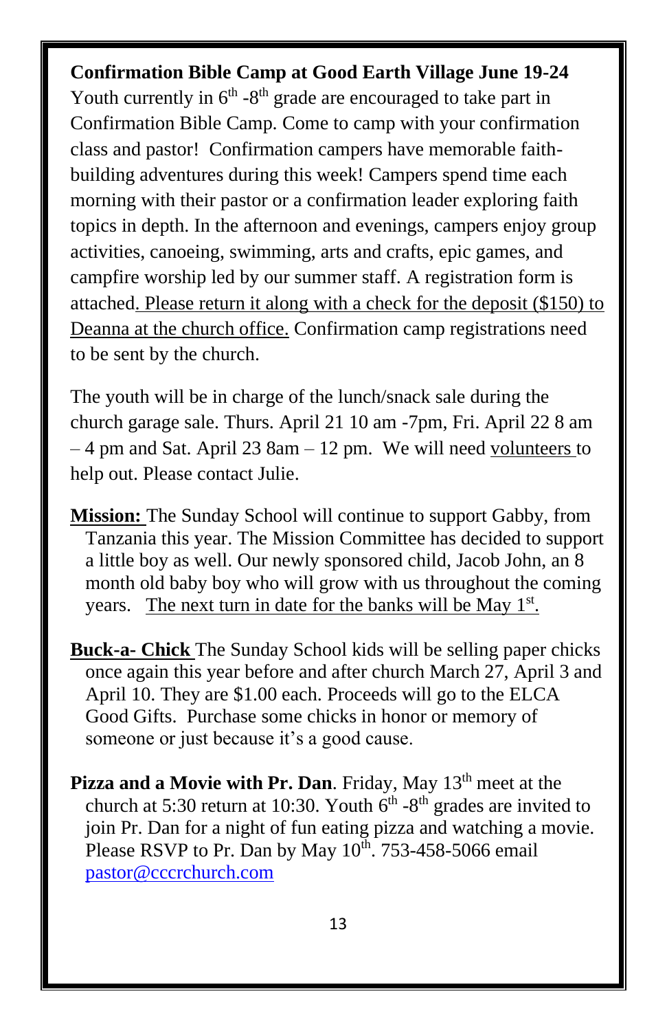**Confirmation Bible Camp at Good Earth Village June 19-24**
Youth currently in 6th -8th grade are encouraged to take part in Confirmation Bible Camp. Come to camp with your confirmation class and pastor! Confirmation campers have memorable faith-building adventures during this week! Campers spend time each morning with their pastor or a confirmation leader exploring faith topics in depth. In the afternoon and evenings, campers enjoy group activities, canoeing, swimming, arts and crafts, epic games, and campfire worship led by our summer staff. A registration form is attached. Please return it along with a check for the deposit ($150) to Deanna at the church office. Confirmation camp registrations need to be sent by the church.

The youth will be in charge of the lunch/snack sale during the church garage sale. Thurs. April 21 10 am -7pm, Fri. April 22 8 am – 4 pm and Sat. April 23 8am – 12 pm. We will need volunteers to help out. Please contact Julie.

**Mission:** The Sunday School will continue to support Gabby, from Tanzania this year. The Mission Committee has decided to support a little boy as well. Our newly sponsored child, Jacob John, an 8 month old baby boy who will grow with us throughout the coming years. The next turn in date for the banks will be May 1st.

**Buck-a- Chick** The Sunday School kids will be selling paper chicks once again this year before and after church March 27, April 3 and April 10. They are $1.00 each. Proceeds will go to the ELCA Good Gifts. Purchase some chicks in honor or memory of someone or just because it's a good cause.

**Pizza and a Movie with Pr. Dan**. Friday, May 13th meet at the church at 5:30 return at 10:30. Youth 6th -8th grades are invited to join Pr. Dan for a night of fun eating pizza and watching a movie. Please RSVP to Pr. Dan by May 10th. 753-458-5066 email pastor@cccrchurch.com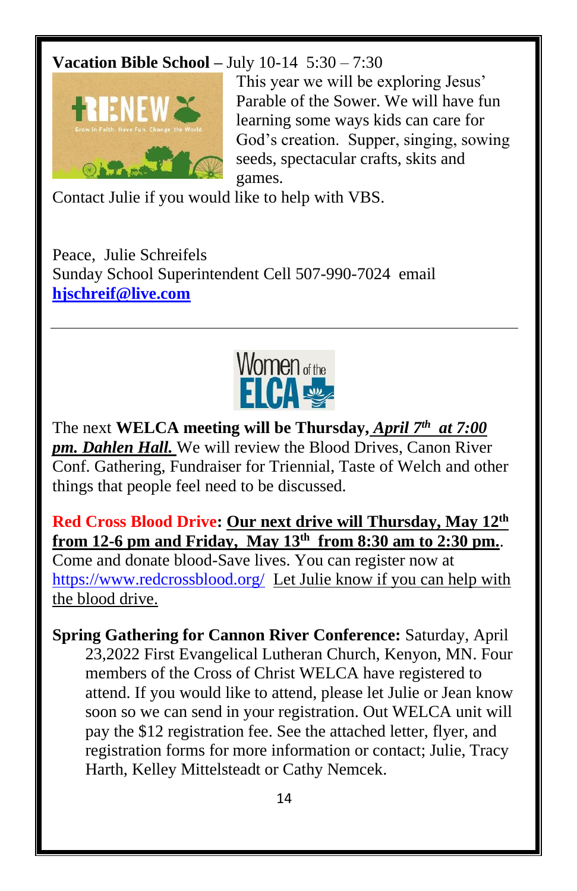**Vacation Bible School –** July 10-14 5:30 – 7:30

This year we will be exploring Jesus' Parable of the Sower. We will have fun learning some ways kids can care for God's creation. Supper, singing, sowing seeds, spectacular crafts, skits and games.

Contact Julie if you would like to help with VBS.

Peace, Julie Schreifels
Sunday School Superintendent Cell 507-990-7024 email **hjschreif@live.com**

---

The next **WELCA meeting will be Thursday, *April 7th at 7:00 pm. Dahlen Hall.*** We will review the Blood Drives, Canon River Conf. Gathering, Fundraiser for Triennial, Taste of Welch and other things that people feel need to be discussed.

**Red Cross Blood Drive: Our next drive will Thursday, May 12th from 12-6 pm and Friday, May 13th from 8:30 am to 2:30 pm.**. Come and donate blood-Save lives. You can register now at https://www.redcrossblood.org/ Let Julie know if you can help with the blood drive.

**Spring Gathering for Cannon River Conference:** Saturday, April 23,2022 First Evangelical Lutheran Church, Kenyon, MN. Four members of the Cross of Christ WELCA have registered to attend. If you would like to attend, please let Julie or Jean know soon so we can send in your registration. Out WELCA unit will pay the $12 registration fee. See the attached letter, flyer, and registration forms for more information or contact; Julie, Tracy Harth, Kelley Mittelsteadt or Cathy Nemcek.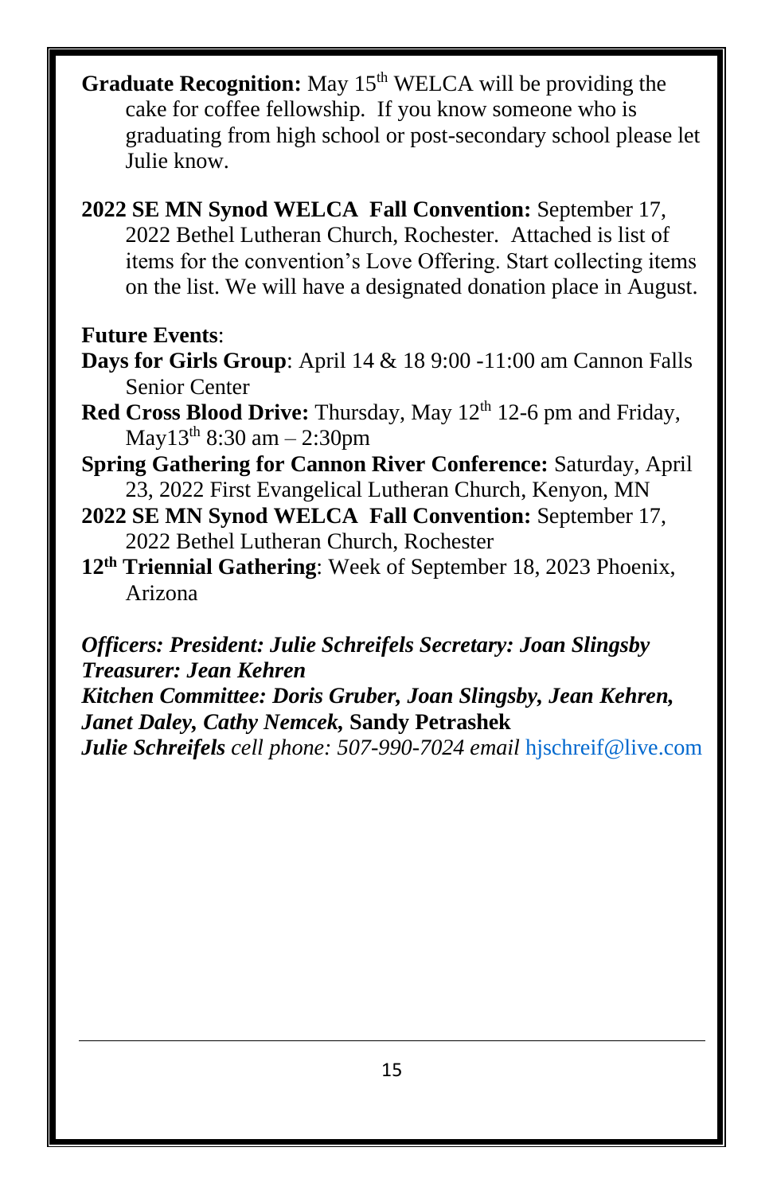**Graduate Recognition:** May 15th WELCA will be providing the cake for coffee fellowship. If you know someone who is graduating from high school or post-secondary school please let Julie know.

**2022 SE MN Synod WELCA Fall Convention:** September 17, 2022 Bethel Lutheran Church, Rochester. Attached is list of items for the convention's Love Offering. Start collecting items on the list. We will have a designated donation place in August.

**Future Events**:

**Days for Girls Group**: April 14 & 18 9:00 -11:00 am Cannon Falls Senior Center

**Red Cross Blood Drive:** Thursday, May 12th 12-6 pm and Friday, May13th 8:30 am – 2:30pm

**Spring Gathering for Cannon River Conference:** Saturday, April 23, 2022 First Evangelical Lutheran Church, Kenyon, MN

**2022 SE MN Synod WELCA Fall Convention:** September 17, 2022 Bethel Lutheran Church, Rochester

**12th Triennial Gathering**: Week of September 18, 2023 Phoenix, Arizona

***Officers: President: Julie Schreifels Secretary: Joan Slingsby Treasurer: Jean Kehren***

***Kitchen Committee: Doris Gruber, Joan Slingsby, Jean Kehren, Janet Daley, Cathy Nemcek,* Sandy Petrashek**

***Julie Schreifels*** *cell phone: 507-990-7024 email* hjschreif@live.com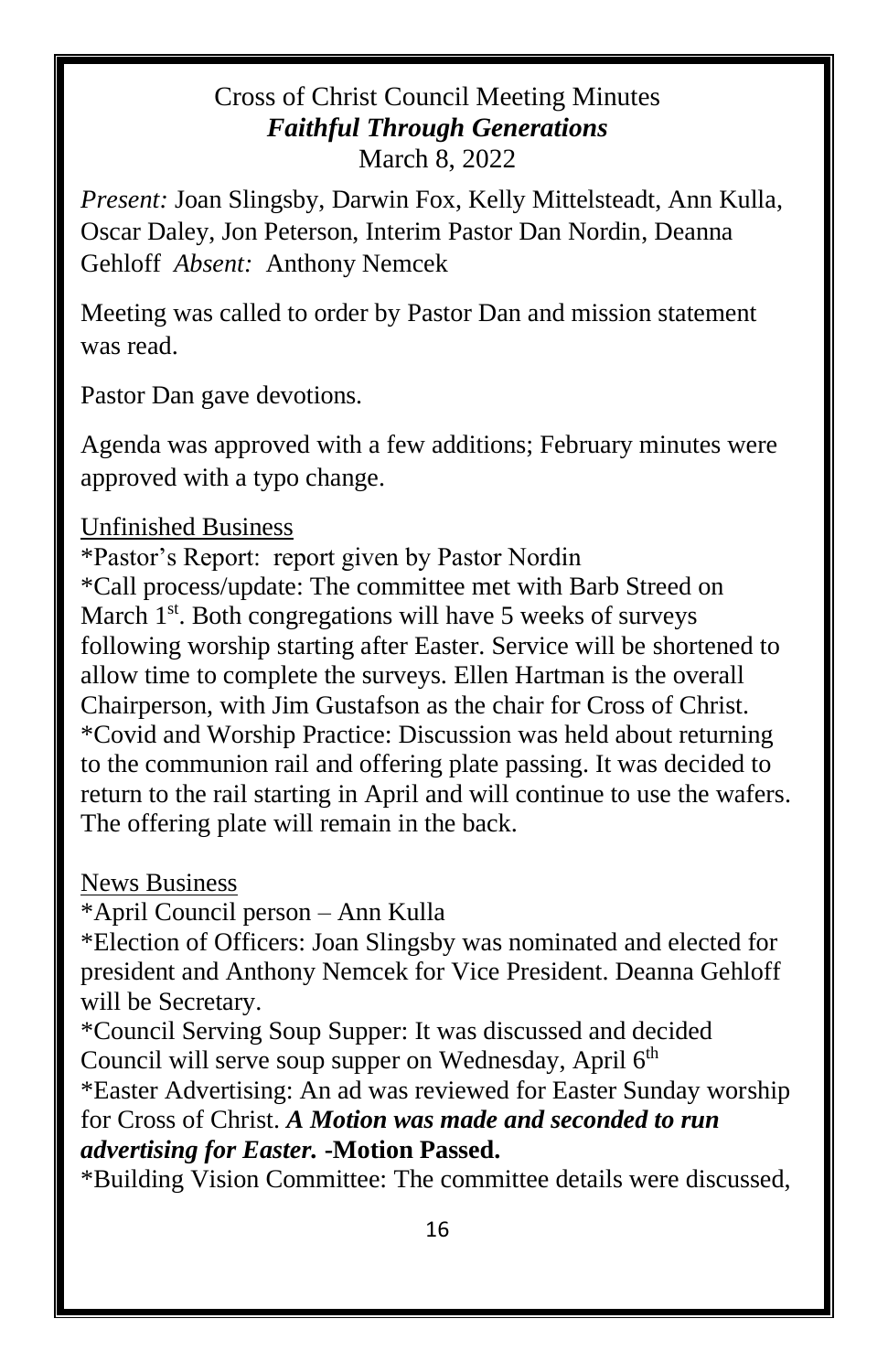Cross of Christ Council Meeting Minutes
***Faithful Through Generations***
March 8, 2022

*Present:* Joan Slingsby, Darwin Fox, Kelly Mittelsteadt, Ann Kulla, Oscar Daley, Jon Peterson, Interim Pastor Dan Nordin, Deanna Gehloff *Absent:* Anthony Nemcek

Meeting was called to order by Pastor Dan and mission statement was read.

Pastor Dan gave devotions.

Agenda was approved with a few additions; February minutes were approved with a typo change.

Unfinished Business

*Pastor's Report: report given by Pastor Nordin

*Call process/update: The committee met with Barb Streed on March 1st. Both congregations will have 5 weeks of surveys following worship starting after Easter. Service will be shortened to allow time to complete the surveys. Ellen Hartman is the overall Chairperson, with Jim Gustafson as the chair for Cross of Christ.

*Covid and Worship Practice: Discussion was held about returning to the communion rail and offering plate passing. It was decided to return to the rail starting in April and will continue to use the wafers. The offering plate will remain in the back.

News Business

*April Council person – Ann Kulla

*Election of Officers: Joan Slingsby was nominated and elected for president and Anthony Nemcek for Vice President. Deanna Gehloff will be Secretary.

*Council Serving Soup Supper: It was discussed and decided Council will serve soup supper on Wednesday, April 6th

*Easter Advertising: An ad was reviewed for Easter Sunday worship for Cross of Christ. ***A Motion was made and seconded to run advertising for Easter.*** **-Motion Passed.**

*Building Vision Committee: The committee details were discussed,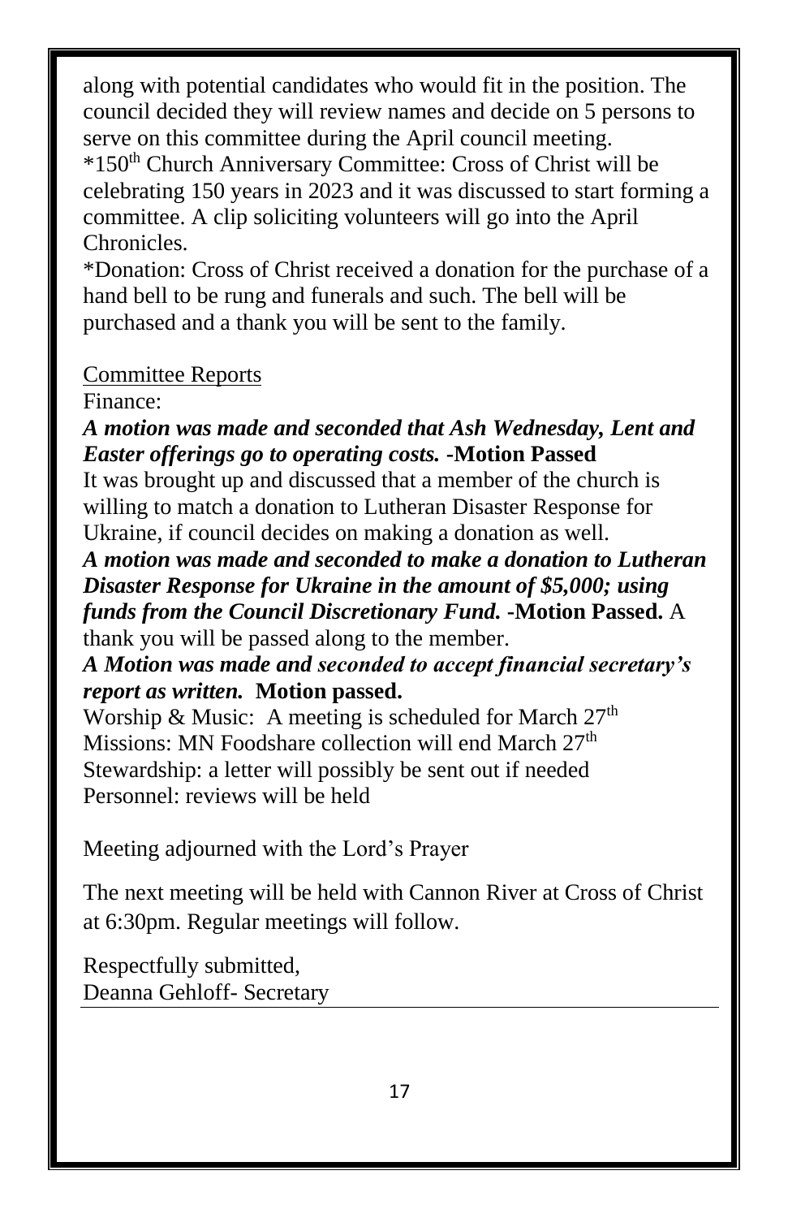along with potential candidates who would fit in the position. The council decided they will review names and decide on 5 persons to serve on this committee during the April council meeting.

*150th Church Anniversary Committee: Cross of Christ will be celebrating 150 years in 2023 and it was discussed to start forming a committee. A clip soliciting volunteers will go into the April Chronicles.

*Donation: Cross of Christ received a donation for the purchase of a hand bell to be rung and funerals and such. The bell will be purchased and a thank you will be sent to the family.

Committee Reports

Finance:

***A motion was made and seconded that Ash Wednesday, Lent and Easter offerings go to operating costs.* -Motion Passed**

It was brought up and discussed that a member of the church is willing to match a donation to Lutheran Disaster Response for Ukraine, if council decides on making a donation as well.

***A motion was made and seconded to make a donation to Lutheran Disaster Response for Ukraine in the amount of $5,000; using funds from the Council Discretionary Fund.* -Motion Passed.** A thank you will be passed along to the member.

***A Motion was made and seconded to accept financial secretary's report as written.* Motion passed.**

Worship & Music: A meeting is scheduled for March 27th

Missions: MN Foodshare collection will end March 27th

Stewardship: a letter will possibly be sent out if needed

Personnel: reviews will be held

Meeting adjourned with the Lord's Prayer

The next meeting will be held with Cannon River at Cross of Christ at 6:30pm. Regular meetings will follow.

Respectfully submitted,
Deanna Gehloff- Secretary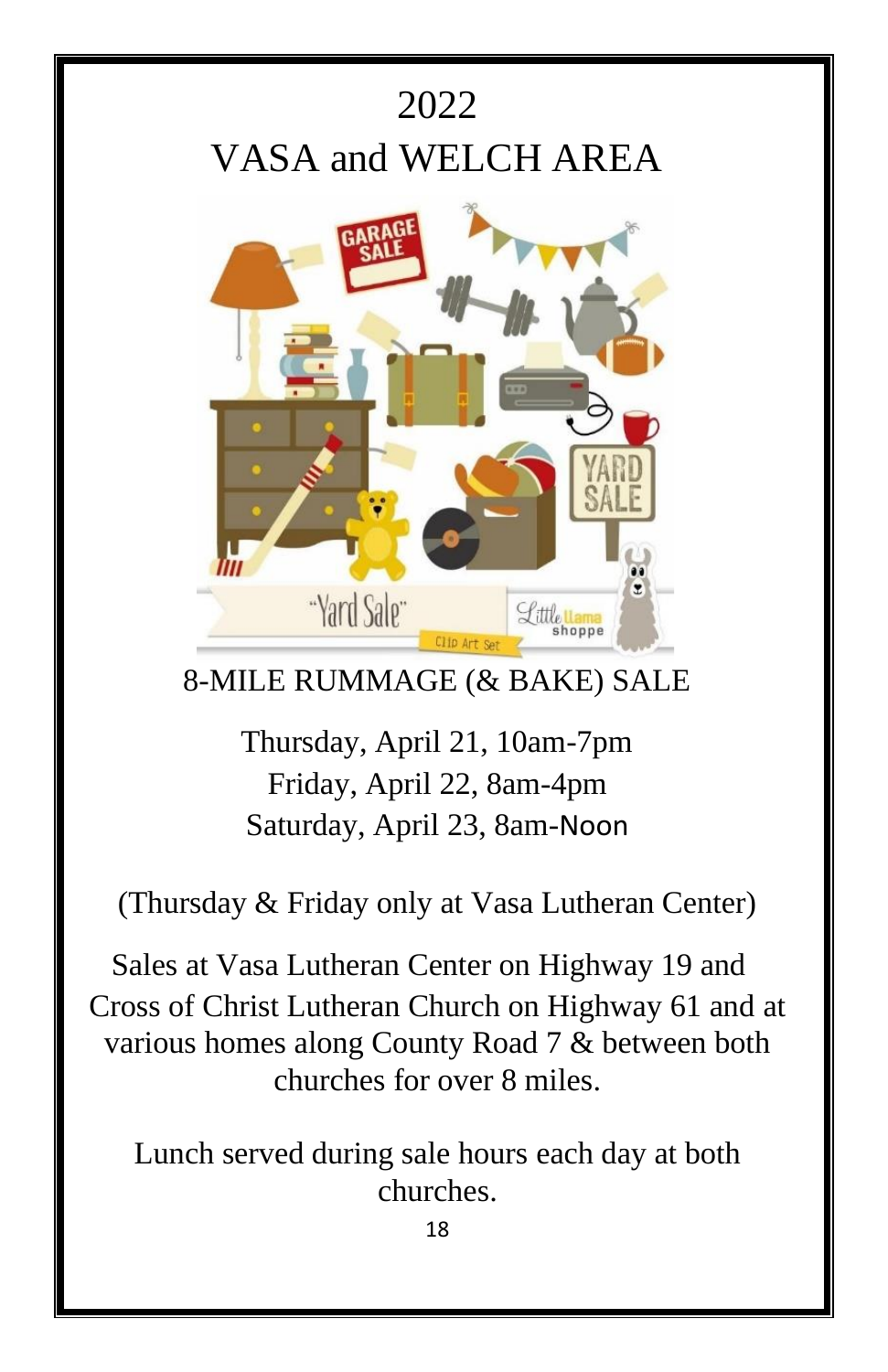# 2022
# VASA and WELCH AREA

## 8-MILE RUMMAGE (& BAKE) SALE

Thursday, April 21, 10am-7pm
Friday, April 22, 8am-4pm
Saturday, April 23, 8am-Noon

(Thursday & Friday only at Vasa Lutheran Center)

Sales at Vasa Lutheran Center on Highway 19 and Cross of Christ Lutheran Church on Highway 61 and at various homes along County Road 7 & between both churches for over 8 miles.

Lunch served during sale hours each day at both churches.